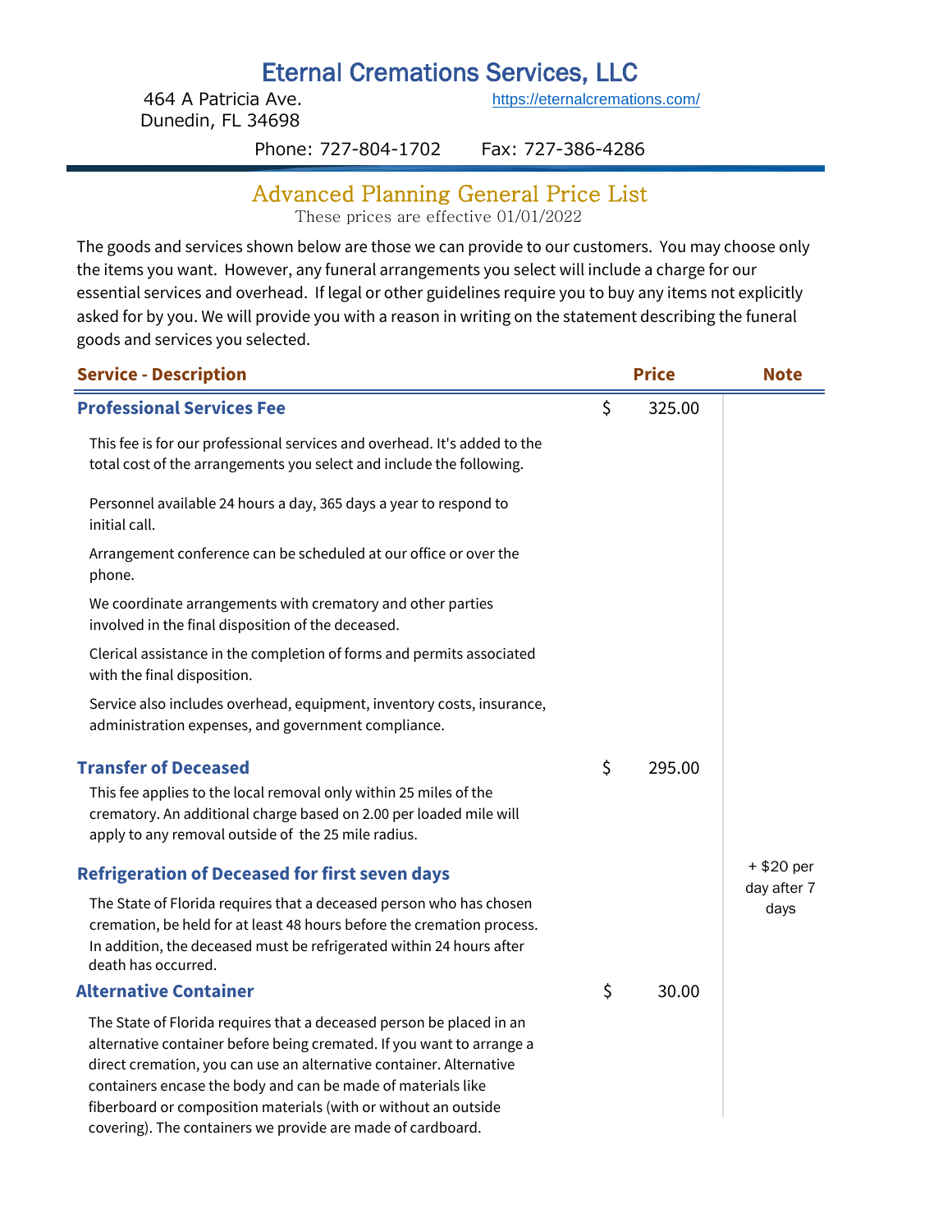# Eternal Cremations Services, LLC

464 A Patricia Ave.
Dunedin, FL 34698

https://eternalcremations.com/

Phone: 727-804-1702 Fax: 727-386-4286

## Advanced Planning General Price List

These prices are effective 01/01/2022

The goods and services shown below are those we can provide to our customers. You may choose only the items you want. However, any funeral arrangements you select will include a charge for our essential services and overhead. If legal or other guidelines require you to buy any items not explicitly asked for by you. We will provide you with a reason in writing on the statement describing the funeral goods and services you selected.

| Service - Description | Price | Note |
|---|---|---|
| **Professional Services Fee** | $ 325.00 | |
| This fee is for our professional services and overhead. It's added to the total cost of the arrangements you select and include the following. | | |
| Personnel available 24 hours a day, 365 days a year to respond to initial call. | | |
| Arrangement conference can be scheduled at our office or over the phone. | | |
| We coordinate arrangements with crematory and other parties involved in the final disposition of the deceased. | | |
| Clerical assistance in the completion of forms and permits associated with the final disposition. | | |
| Service also includes overhead, equipment, inventory costs, insurance, administration expenses, and government compliance. | | |
| **Transfer of Deceased** | $ 295.00 | |
| This fee applies to the local removal only within 25 miles of the crematory. An additional charge based on 2.00 per loaded mile will apply to any removal outside of the 25 mile radius. | | |
| **Refrigeration of Deceased for first seven days** | | + $20 per day after 7 days |
| The State of Florida requires that a deceased person who has chosen cremation, be held for at least 48 hours before the cremation process. In addition, the deceased must be refrigerated within 24 hours after death has occurred. | | |
| **Alternative Container** | $ 30.00 | |
| The State of Florida requires that a deceased person be placed in an alternative container before being cremated. If you want to arrange a direct cremation, you can use an alternative container. Alternative containers encase the body and can be made of materials like fiberboard or composition materials (with or without an outside covering). The containers we provide are made of cardboard. | | |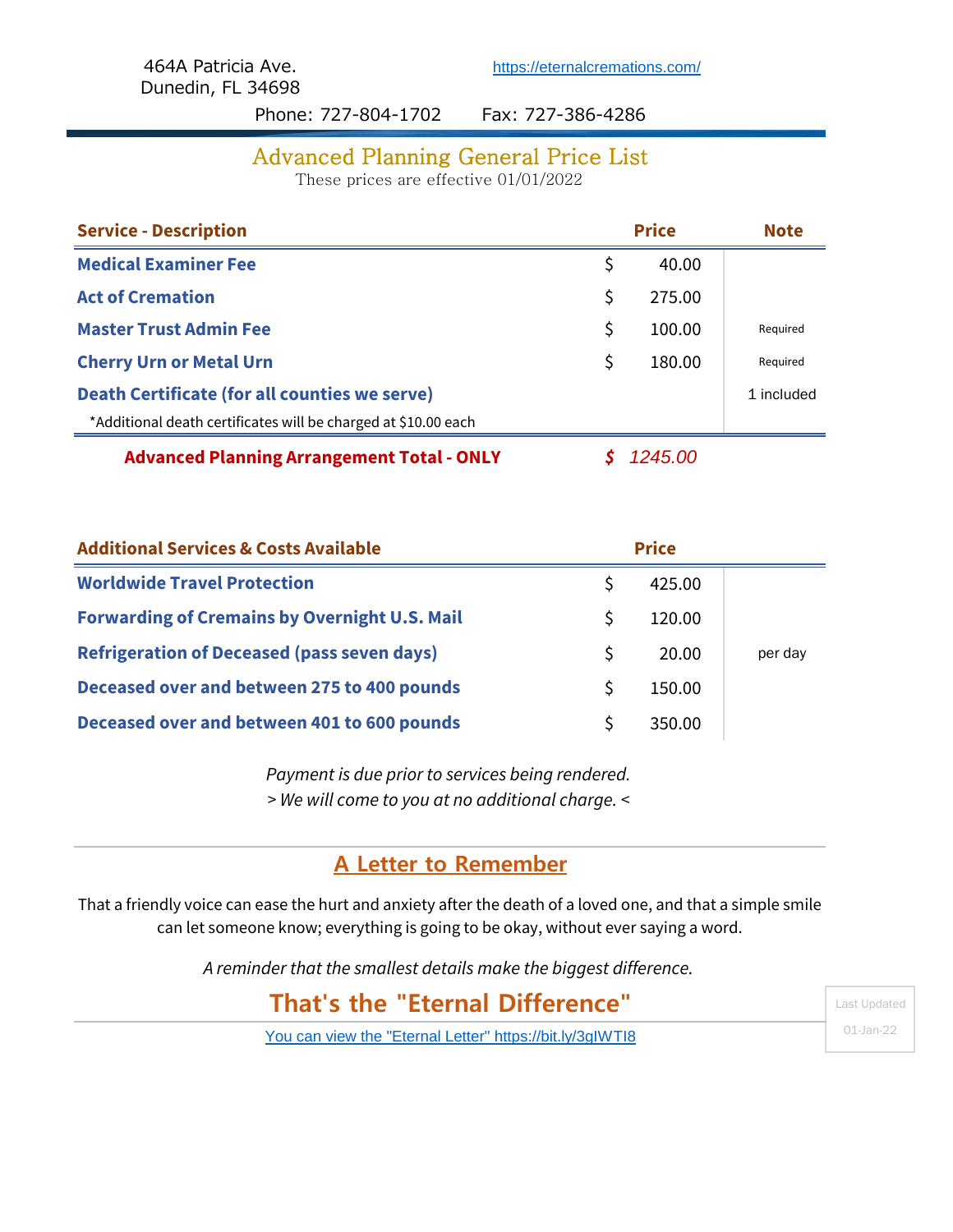464A Patricia Ave.
Dunedin, FL 34698

https://eternalcremations.com/

Phone: 727-804-1702 Fax: 727-386-4286

# Advanced Planning General Price List

These prices are effective 01/01/2022

| Service - Description | Price | Note |
|---|---|---|
| **Medical Examiner Fee** | $ 40.00 | |
| **Act of Cremation** | $ 275.00 | |
| **Master Trust Admin Fee** | $ 100.00 | Required |
| **Cherry Urn or Metal Urn** | $ 180.00 | Required |
| **Death Certificate (for all counties we serve)** | | 1 included |
| *Additional death certificates will be charged at $10.00 each | | |
| **Advanced Planning Arrangement Total - ONLY** | *$ 1245.00* | |

| Additional Services & Costs Available | Price | |
|---|---|---|
| **Worldwide Travel Protection** | $ 425.00 | |
| **Forwarding of Cremains by Overnight U.S. Mail** | $ 120.00 | |
| **Refrigeration of Deceased (pass seven days)** | $ 20.00 | per day |
| **Deceased over and between 275 to 400 pounds** | $ 150.00 | |
| **Deceased over and between 401 to 600 pounds** | $ 350.00 | |

*Payment is due prior to services being rendered.*
*> We will come to you at no additional charge. <*

## A Letter to Remember

That a friendly voice can ease the hurt and anxiety after the death of a loved one, and that a simple smile can let someone know; everything is going to be okay, without ever saying a word.

*A reminder that the smallest details make the biggest difference.*

## That's the "Eternal Difference"

You can view the "Eternal Letter" https://bit.ly/3gIWTI8

Last Updated
01-Jan-22